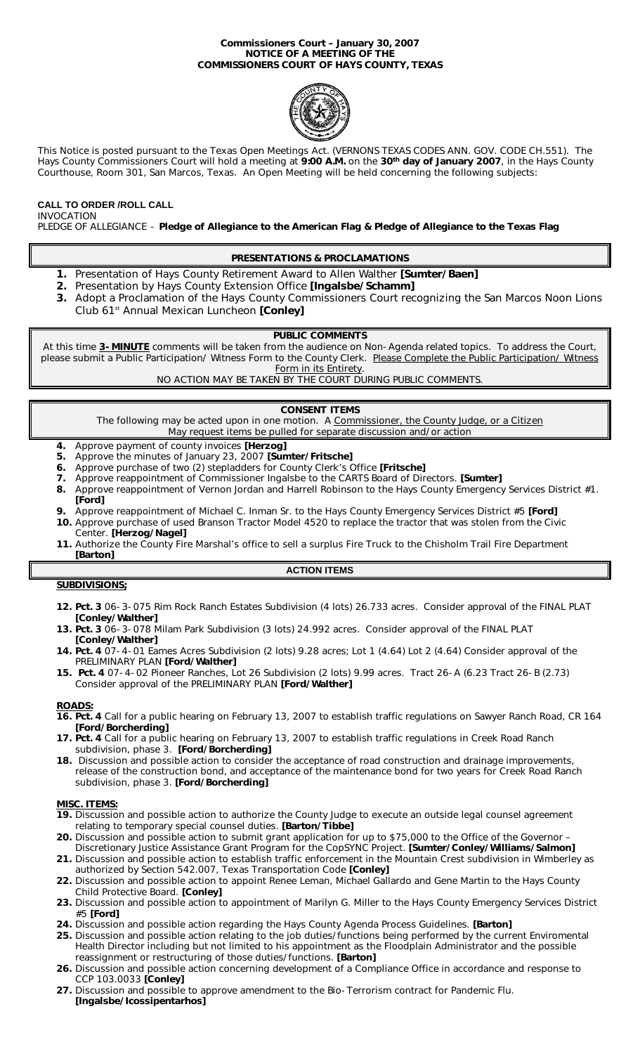**Commissioners Court – January 30, 2007**
**NOTICE OF A MEETING OF THE**
**COMMISSIONERS COURT OF HAYS COUNTY, TEXAS**

This Notice is posted pursuant to the Texas Open Meetings Act. (VERNONS TEXAS CODES ANN. GOV. CODE CH.551). The Hays County Commissioners Court will hold a meeting at **9:00 A.M.** on the **30th day of January 2007**, in the Hays County Courthouse, Room 301, San Marcos, Texas. An Open Meeting will be held concerning the following subjects:

**CALL TO ORDER /ROLL CALL**
INVOCATION
PLEDGE OF ALLEGIANCE - **Pledge of Allegiance to the American Flag & Pledge of Allegiance to the Texas Flag**

## PRESENTATIONS & PROCLAMATIONS

1. Presentation of Hays County Retirement Award to Allen Walther **[Sumter/Baen]**
2. Presentation by Hays County Extension Office **[Ingalsbe/Schamm]**
3. Adopt a Proclamation of the Hays County Commissioners Court recognizing the San Marcos Noon Lions Club 61st Annual Mexican Luncheon **[Conley]**

## PUBLIC COMMENTS

At this time **3- MINUTE** comments will be taken from the audience on Non-Agenda related topics. To address the Court, please submit a Public Participation/ Witness Form to the County Clerk. Please Complete the Public Participation/ Witness Form in its Entirety.

NO ACTION MAY BE TAKEN BY THE COURT DURING PUBLIC COMMENTS.

## CONSENT ITEMS

The following may be acted upon in one motion. A Commissioner, the County Judge, or a Citizen May request items be pulled for separate discussion and/or action

4. Approve payment of county invoices **[Herzog]**
5. Approve the minutes of January 23, 2007 **[Sumter/Fritsche]**
6. Approve purchase of two (2) stepladders for County Clerk's Office **[Fritsche]**
7. Approve reappointment of Commissioner Ingalsbe to the CARTS Board of Directors. **[Sumter]**
8. Approve reappointment of Vernon Jordan and Harrell Robinson to the Hays County Emergency Services District #1. **[Ford]**
9. Approve reappointment of Michael C. Inman Sr. to the Hays County Emergency Services District #5 **[Ford]**
10. Approve purchase of used Branson Tractor Model 4520 to replace the tractor that was stolen from the Civic Center. **[Herzog/Nagel]**
11. Authorize the County Fire Marshal's office to sell a surplus Fire Truck to the Chisholm Trail Fire Department **[Barton]**

## ACTION ITEMS

### SUBDIVISIONS;

12. **Pct. 3** 06-3-075 Rim Rock Ranch Estates Subdivision (4 lots) 26.733 acres. Consider approval of the FINAL PLAT **[Conley/Walther]**
13. **Pct. 3** 06-3-078 Milam Park Subdivision (3 lots) 24.992 acres. Consider approval of the FINAL PLAT **[Conley/Walther]**
14. **Pct. 4** 07-4-01 Eames Acres Subdivision (2 lots) 9.28 acres; Lot 1 (4.64) Lot 2 (4.64) Consider approval of the PRELIMINARY PLAN **[Ford/Walther]**
15. **Pct. 4** 07-4-02 Pioneer Ranches, Lot 26 Subdivision (2 lots) 9.99 acres. Tract 26-A (6.23 Tract 26-B (2.73) Consider approval of the PRELIMINARY PLAN **[Ford/Walther]**

### ROADS:

16. **Pct. 4** Call for a public hearing on February 13, 2007 to establish traffic regulations on Sawyer Ranch Road, CR 164 **[Ford/Borcherding]**
17. **Pct. 4** Call for a public hearing on February 13, 2007 to establish traffic regulations in Creek Road Ranch subdivision, phase 3. **[Ford/Borcherding]**
18. Discussion and possible action to consider the acceptance of road construction and drainage improvements, release of the construction bond, and acceptance of the maintenance bond for two years for Creek Road Ranch subdivision, phase 3. **[Ford/Borcherding]**

### MISC. ITEMS:

19. Discussion and possible action to authorize the County Judge to execute an outside legal counsel agreement relating to temporary special counsel duties. **[Barton/Tibbe]**
20. Discussion and possible action to submit grant application for up to $75,000 to the Office of the Governor – Discretionary Justice Assistance Grant Program for the CopSYNC Project. **[Sumter/Conley/Williams/Salmon]**
21. Discussion and possible action to establish traffic enforcement in the Mountain Crest subdivision in Wimberley as authorized by Section 542.007, Texas Transportation Code **[Conley]**
22. Discussion and possible action to appoint Renee Leman, Michael Gallardo and Gene Martin to the Hays County Child Protective Board. **[Conley]**
23. Discussion and possible action to appointment of Marilyn G. Miller to the Hays County Emergency Services District #5 **[Ford]**
24. Discussion and possible action regarding the Hays County Agenda Process Guidelines. **[Barton]**
25. Discussion and possible action relating to the job duties/functions being performed by the current Enviromental Health Director including but not limited to his appointment as the Floodplain Administrator and the possible reassignment or restructuring of those duties/functions. **[Barton]**
26. Discussion and possible action concerning development of a Compliance Office in accordance and response to CCP 103.0033 **[Conley]**
27. Discussion and possible to approve amendment to the Bio-Terrorism contract for Pandemic Flu. **[Ingalsbe/Icossipentarhos]**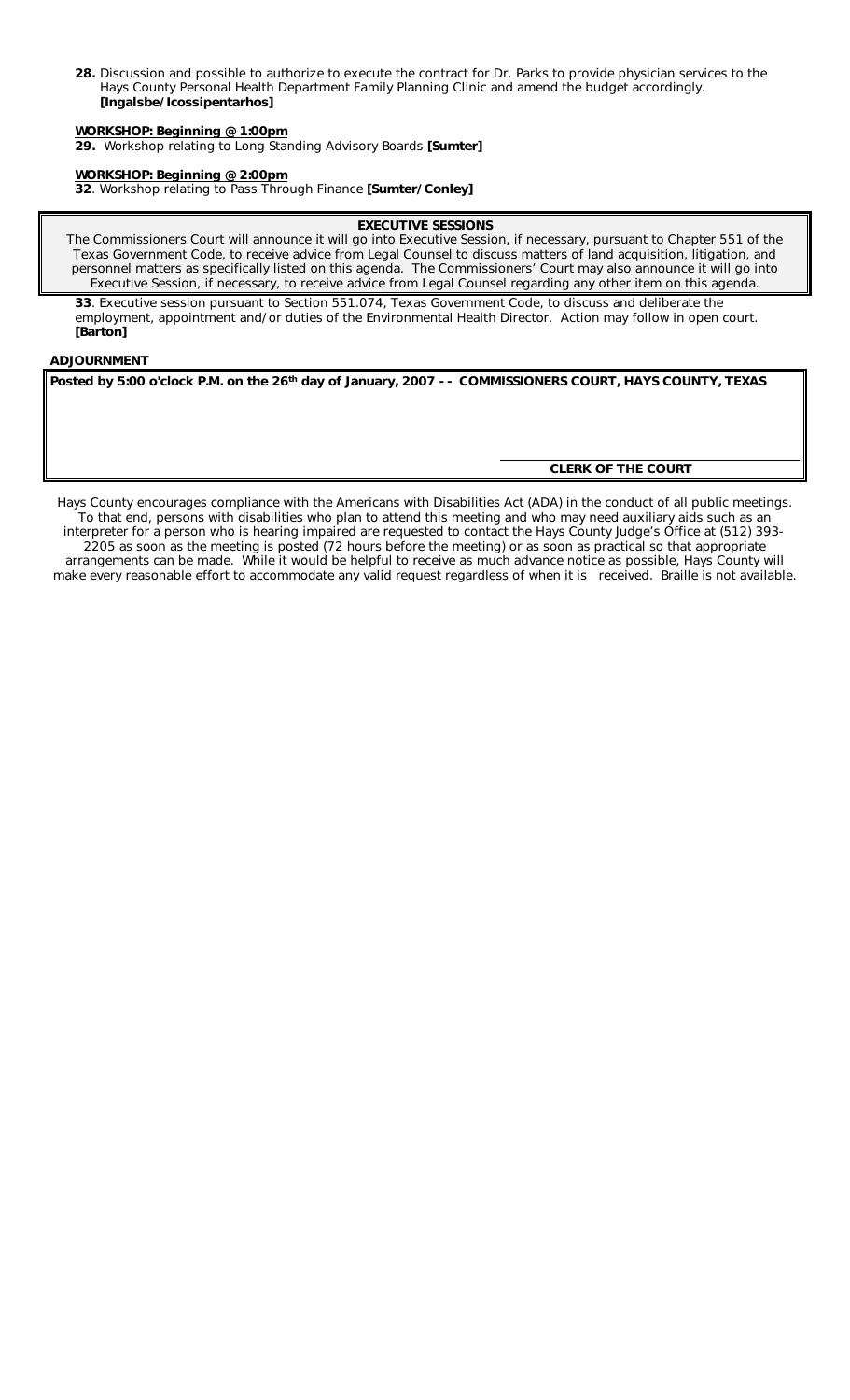**28.** Discussion and possible to authorize to execute the contract for Dr. Parks to provide physician services to the Hays County Personal Health Department Family Planning Clinic and amend the budget accordingly. **[Ingalsbe/Icossipentarhos]**

**WORKSHOP: Beginning @ 1:00pm**

**29.** Workshop relating to Long Standing Advisory Boards **[Sumter]**

**WORKSHOP: Beginning @ 2:00pm**

**32**. Workshop relating to Pass Through Finance **[Sumter/Conley]**

**EXECUTIVE SESSIONS**

The Commissioners Court will announce it will go into Executive Session, if necessary, pursuant to Chapter 551 of the Texas Government Code, to receive advice from Legal Counsel to discuss matters of land acquisition, litigation, and personnel matters as specifically listed on this agenda. The Commissioners' Court may also announce it will go into Executive Session, if necessary, to receive advice from Legal Counsel regarding any other item on this agenda.

**33**. Executive session pursuant to Section 551.074, Texas Government Code, to discuss and deliberate the employment, appointment and/or duties of the Environmental Health Director. Action may follow in open court. **[Barton]**

**ADJOURNMENT**

**Posted by 5:00 o'clock P.M. on the 26th day of January, 2007 - - COMMISSIONERS COURT, HAYS COUNTY, TEXAS**

**CLERK OF THE COURT**

Hays County encourages compliance with the Americans with Disabilities Act (ADA) in the conduct of all public meetings. To that end, persons with disabilities who plan to attend this meeting and who may need auxiliary aids such as an interpreter for a person who is hearing impaired are requested to contact the Hays County Judge's Office at (512) 393-2205 as soon as the meeting is posted (72 hours before the meeting) or as soon as practical so that appropriate arrangements can be made. While it would be helpful to receive as much advance notice as possible, Hays County will make every reasonable effort to accommodate any valid request regardless of when it is received. Braille is not available.